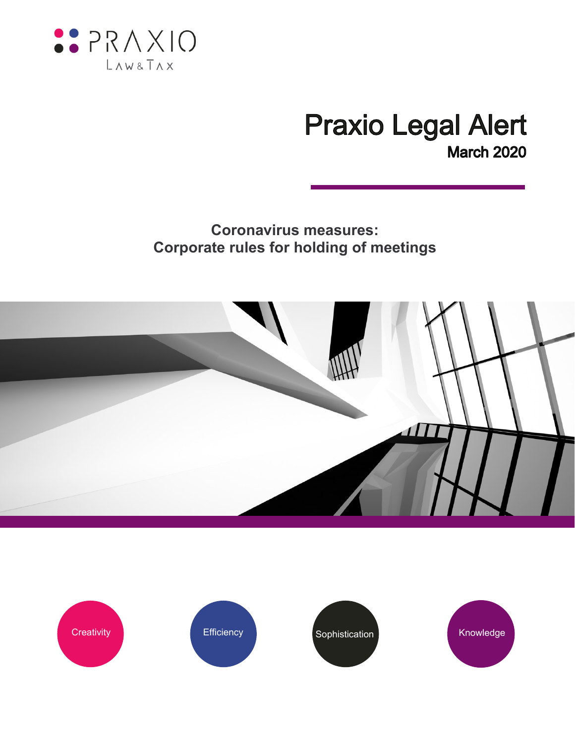PRAXIO

LAW & TAX

# Praxio Legal Alert

**March 2020**

## Coronavirus measures:
## Corporate rules for holding of meetings

Creativity

Efficiency

Sophistication

Knowledge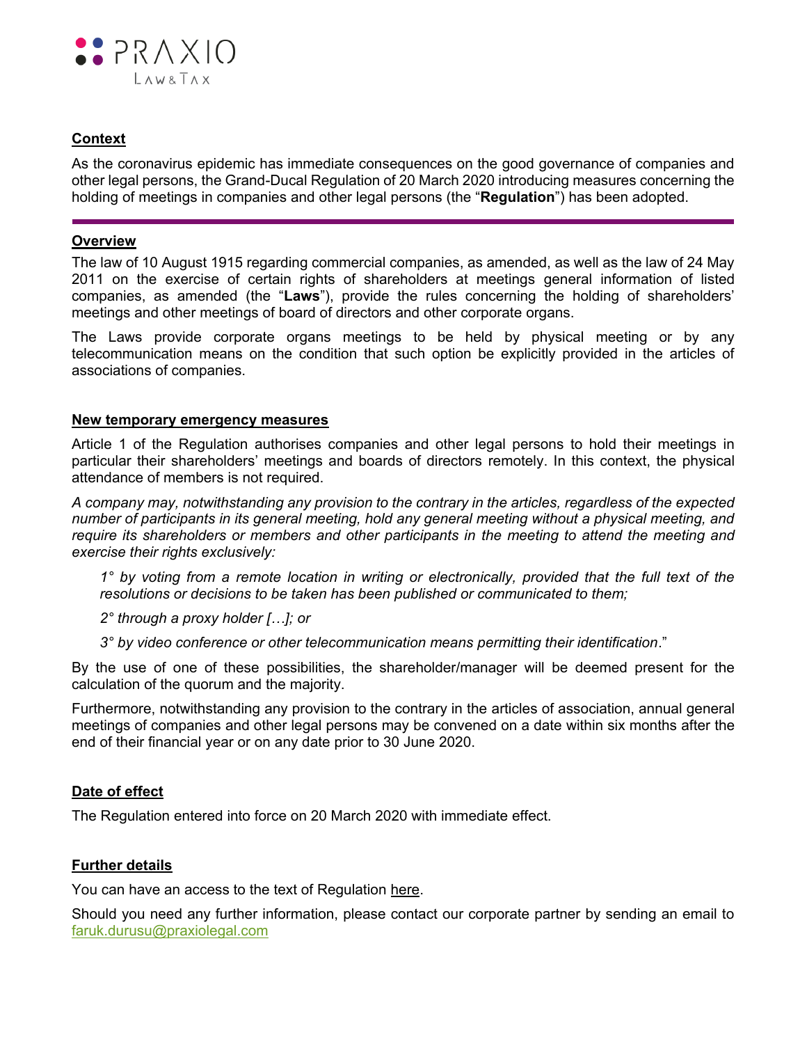**Context**

As the coronavirus epidemic has immediate consequences on the good governance of companies and other legal persons, the Grand-Ducal Regulation of 20 March 2020 introducing measures concerning the holding of meetings in companies and other legal persons (the "**Regulation**") has been adopted.

---

**Overview**

The law of 10 August 1915 regarding commercial companies, as amended, as well as the law of 24 May 2011 on the exercise of certain rights of shareholders at meetings general information of listed companies, as amended (the "**Laws**"), provide the rules concerning the holding of shareholders' meetings and other meetings of board of directors and other corporate organs.

The Laws provide corporate organs meetings to be held by physical meeting or by any telecommunication means on the condition that such option be explicitly provided in the articles of associations of companies.

**New temporary emergency measures**

Article 1 of the Regulation authorises companies and other legal persons to hold their meetings in particular their shareholders' meetings and boards of directors remotely. In this context, the physical attendance of members is not required.

*A company may, notwithstanding any provision to the contrary in the articles, regardless of the expected number of participants in its general meeting, hold any general meeting without a physical meeting, and require its shareholders or members and other participants in the meeting to attend the meeting and exercise their rights exclusively:*

> *1° by voting from a remote location in writing or electronically, provided that the full text of the resolutions or decisions to be taken has been published or communicated to them;*
>
> *2° through a proxy holder […]; or*
>
> *3° by video conference or other telecommunication means permitting their identification*."

By the use of one of these possibilities, the shareholder/manager will be deemed present for the calculation of the quorum and the majority.

Furthermore, notwithstanding any provision to the contrary in the articles of association, annual general meetings of companies and other legal persons may be convened on a date within six months after the end of their financial year or on any date prior to 30 June 2020.

**Date of effect**

The Regulation entered into force on 20 March 2020 with immediate effect.

**Further details**

You can have an access to the text of Regulation here.

Should you need any further information, please contact our corporate partner by sending an email to faruk.durusu@praxiolegal.com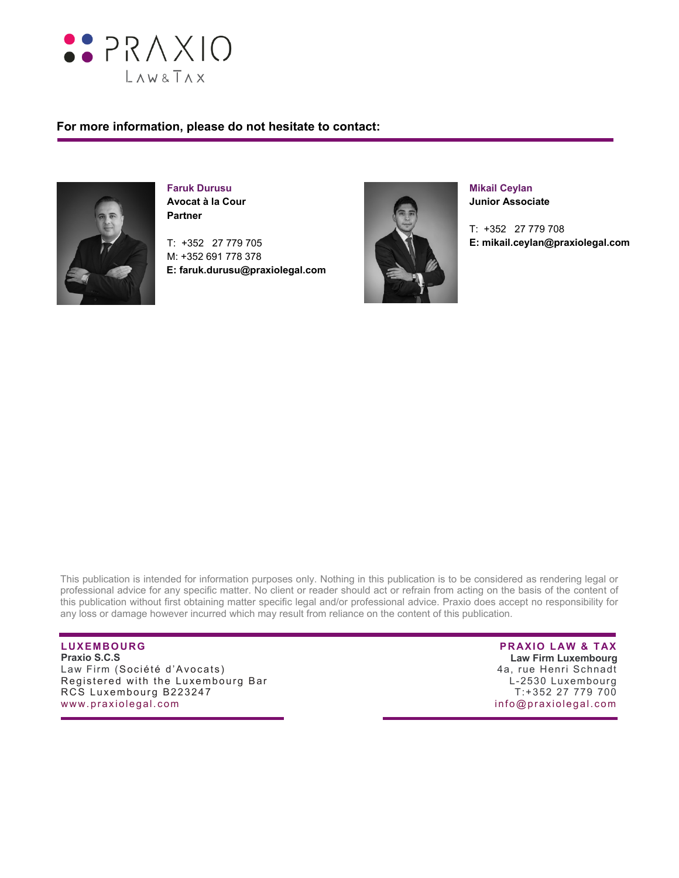**For more information, please do not hesitate to contact:**

**Faruk Durusu**
**Avocat à la Cour**
**Partner**

T: +352 27 779 705
M: +352 691 778 378
**E: faruk.durusu@praxiolegal.com**

**Mikail Ceylan**
**Junior Associate**

T: +352 27 779 708
**E: mikail.ceylan@praxiolegal.com**

This publication is intended for information purposes only. Nothing in this publication is to be considered as rendering legal or professional advice for any specific matter. No client or reader should act or refrain from acting on the basis of the content of this publication without first obtaining matter specific legal and/or professional advice. Praxio does accept no responsibility for any loss or damage however incurred which may result from reliance on the content of this publication.

**LUXEMBOURG**
**Praxio S.C.S**
Law Firm (Société d'Avocats)
Registered with the Luxembourg Bar
RCS Luxembourg B223247
www.praxiolegal.com

**PRAXIO LAW & TAX**
**Law Firm Luxembourg**
4a, rue Henri Schnadt
L-2530 Luxembourg
T:+352 27 779 700
info@praxiolegal.com